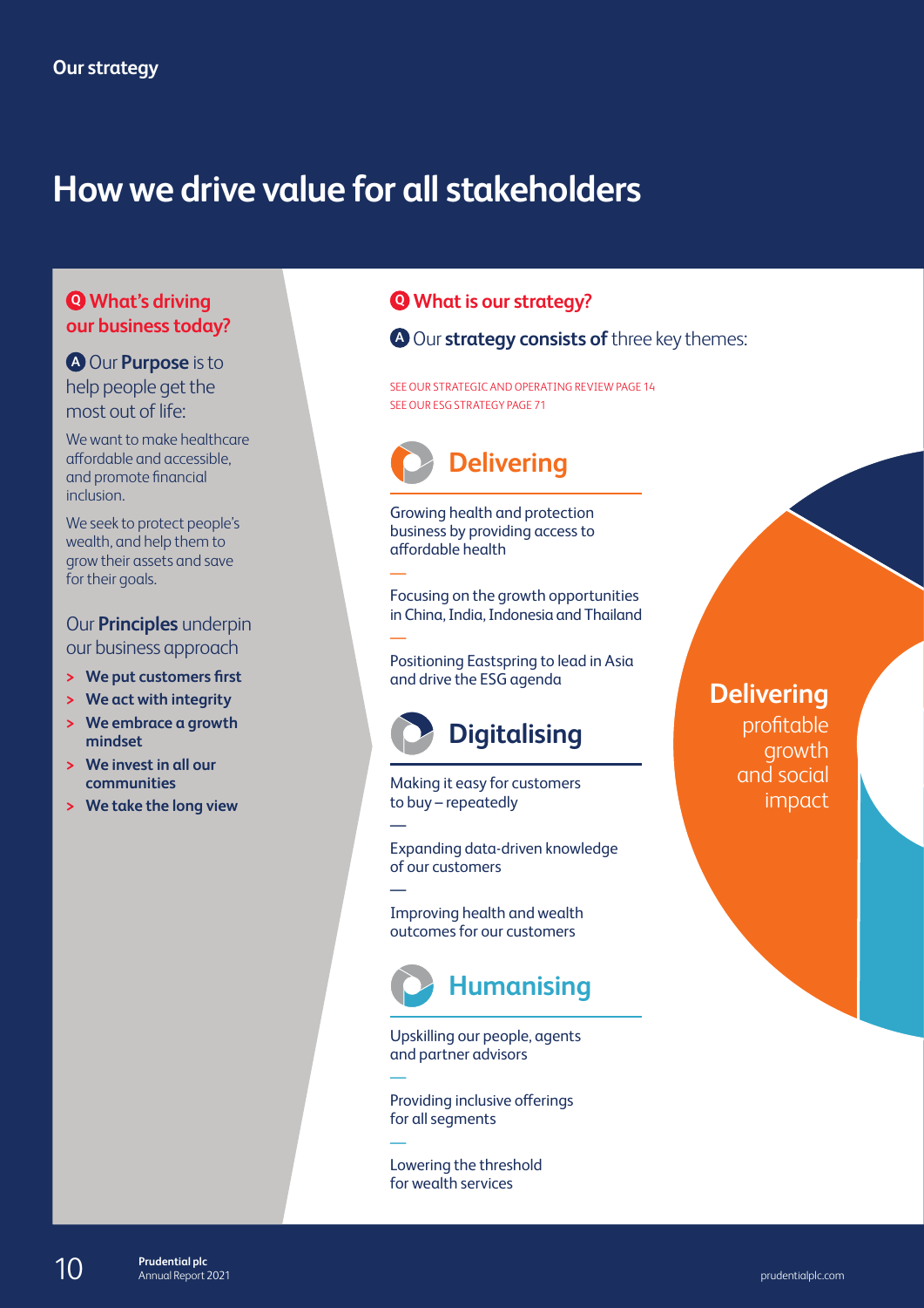# How we drive value for all stakeholders

## Q What's driving our business today?

**A** Our **Purpose** is to help people get the most out of life:

We want to make healthcare affordable and accessible, and promote financial inclusion.

We seek to protect people's wealth, and help them to grow their assets and save for their goals.

Our **Principles** underpin our business approach

- **We put customers first**
- **We act with integrity**
- **We embrace a growth mindset**
- **We invest in all our communities**
- **We take the long view**

## Q What is our strategy?

**A** Our **strategy consists of** three key themes:

SEE OUR STRATEGIC AND OPERATING REVIEW PAGE 14
SEE OUR ESG STRATEGY PAGE 71

### Delivering

Growing health and protection business by providing access to affordable health

Focusing on the growth opportunities in China, India, Indonesia and Thailand

Positioning Eastspring to lead in Asia and drive the ESG agenda

### Digitalising

Making it easy for customers to buy – repeatedly

Expanding data-driven knowledge of our customers

Improving health and wealth outcomes for our customers

### Humanising

Upskilling our people, agents and partner advisors

Providing inclusive offerings for all segments

Lowering the threshold for wealth services

**Delivering** profitable growth and social impact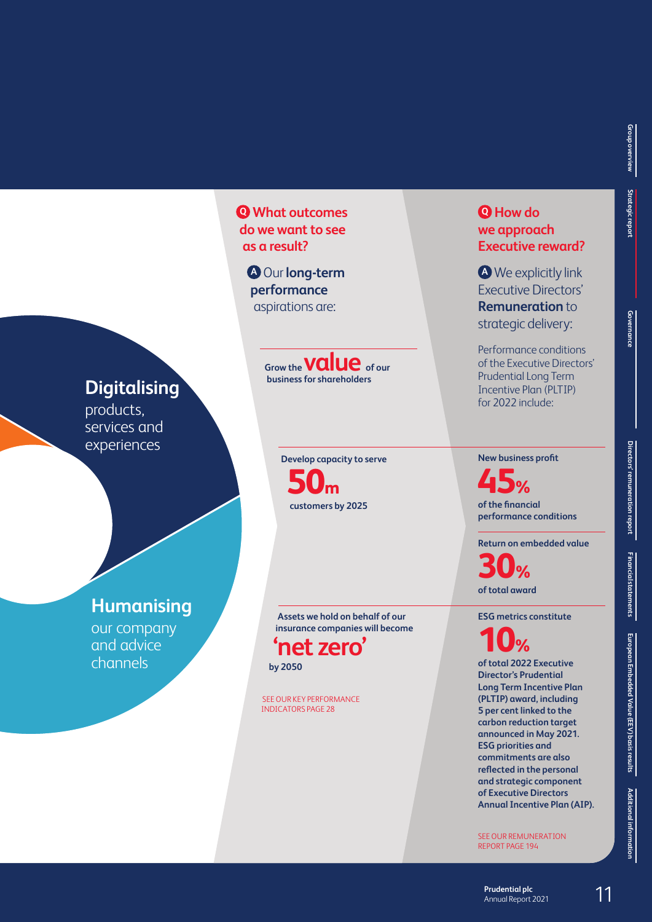**Digitalising** products, services and experiences

**Humanising** our company and advice channels

## Q What outcomes do we want to see as a result?

A Our **long-term performance** aspirations are:

Grow the **value** of our business for shareholders

Develop capacity to serve **50m** customers by 2025

Assets we hold on behalf of our insurance companies will become **'net zero'** by 2050

SEE OUR KEY PERFORMANCE INDICATORS PAGE 28

## Q How do we approach Executive reward?

A We explicitly link Executive Directors' **Remuneration** to strategic delivery:

Performance conditions of the Executive Directors' Prudential Long Term Incentive Plan (PLTIP) for 2022 include:

New business profit **45%** of the financial performance conditions

Return on embedded value **30%** of total award

ESG metrics constitute **10%** of total 2022 Executive Director's Prudential Long Term Incentive Plan (PLTIP) award, including 5 per cent linked to the carbon reduction target announced in May 2021. ESG priorities and commitments are also reflected in the personal and strategic component of Executive Directors Annual Incentive Plan (AIP).

SEE OUR REMUNERATION REPORT PAGE 194